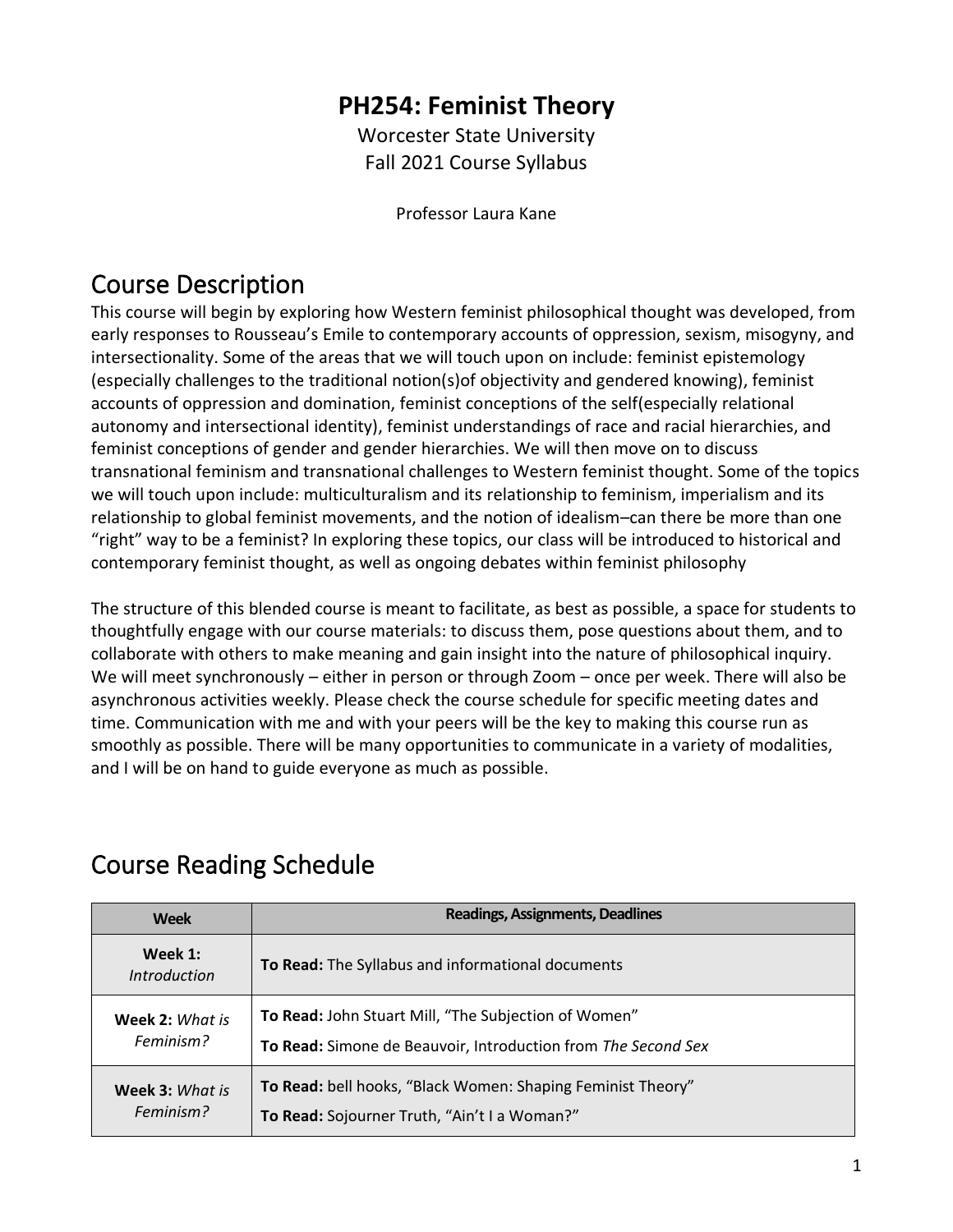# PH254: Feminist Theory

Worcester State University
Fall 2021 Course Syllabus

Professor Laura Kane

## Course Description

This course will begin by exploring how Western feminist philosophical thought was developed, from early responses to Rousseau's Emile to contemporary accounts of oppression, sexism, misogyny, and intersectionality. Some of the areas that we will touch upon on include: feminist epistemology (especially challenges to the traditional notion(s)of objectivity and gendered knowing), feminist accounts of oppression and domination, feminist conceptions of the self(especially relational autonomy and intersectional identity), feminist understandings of race and racial hierarchies, and feminist conceptions of gender and gender hierarchies. We will then move on to discuss transnational feminism and transnational challenges to Western feminist thought. Some of the topics we will touch upon include: multiculturalism and its relationship to feminism, imperialism and its relationship to global feminist movements, and the notion of idealism–can there be more than one "right" way to be a feminist? In exploring these topics, our class will be introduced to historical and contemporary feminist thought, as well as ongoing debates within feminist philosophy

The structure of this blended course is meant to facilitate, as best as possible, a space for students to thoughtfully engage with our course materials: to discuss them, pose questions about them, and to collaborate with others to make meaning and gain insight into the nature of philosophical inquiry. We will meet synchronously – either in person or through Zoom – once per week. There will also be asynchronous activities weekly. Please check the course schedule for specific meeting dates and time. Communication with me and with your peers will be the key to making this course run as smoothly as possible. There will be many opportunities to communicate in a variety of modalities, and I will be on hand to guide everyone as much as possible.

## Course Reading Schedule

| Week | Readings, Assignments, Deadlines |
|---|---|
| **Week 1:** *Introduction* | **To Read:** The Syllabus and informational documents |
| **Week 2:** *What is Feminism?* | **To Read:** John Stuart Mill, "The Subjection of Women"<br>**To Read:** Simone de Beauvoir, Introduction from *The Second Sex* |
| **Week 3:** *What is Feminism?* | **To Read:** bell hooks, "Black Women: Shaping Feminist Theory"<br>**To Read:** Sojourner Truth, "Ain't I a Woman?" |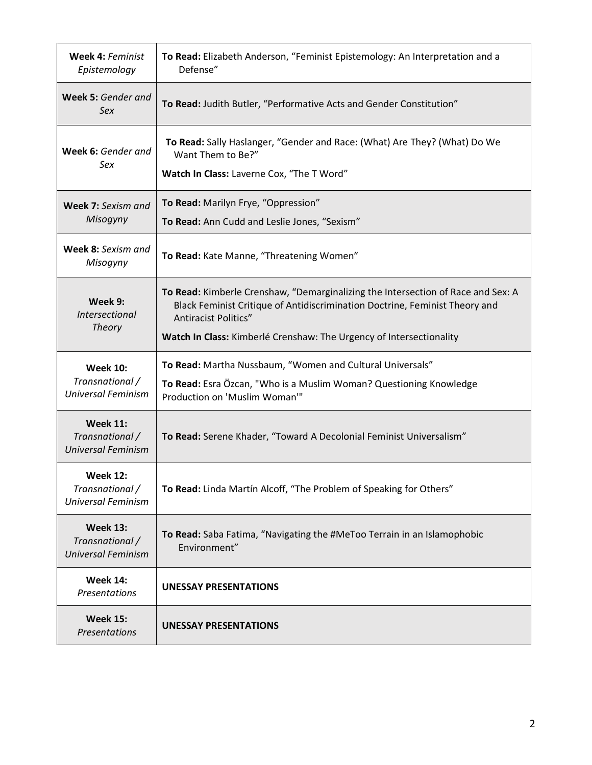| | |
|---|---|
| **Week 4:** *Feminist Epistemology* | **To Read:** Elizabeth Anderson, "Feminist Epistemology: An Interpretation and a Defense" |
| **Week 5:** *Gender and Sex* | **To Read:** Judith Butler, "Performative Acts and Gender Constitution" |
| **Week 6:** *Gender and Sex* | **To Read:** Sally Haslanger, "Gender and Race: (What) Are They? (What) Do We Want Them to Be?"<br>**Watch In Class:** Laverne Cox, "The T Word" |
| **Week 7:** *Sexism and Misogyny* | **To Read:** Marilyn Frye, "Oppression"<br>**To Read:** Ann Cudd and Leslie Jones, "Sexism" |
| **Week 8:** *Sexism and Misogyny* | **To Read:** Kate Manne, "Threatening Women" |
| **Week 9:** *Intersectional Theory* | **To Read:** Kimberle Crenshaw, "Demarginalizing the Intersection of Race and Sex: A Black Feminist Critique of Antidiscrimination Doctrine, Feminist Theory and Antiracist Politics"<br>**Watch In Class:** Kimberlé Crenshaw: The Urgency of Intersectionality |
| **Week 10:** *Transnational / Universal Feminism* | **To Read:** Martha Nussbaum, "Women and Cultural Universals"<br>**To Read:** Esra Özcan, "Who is a Muslim Woman? Questioning Knowledge Production on 'Muslim Woman'" |
| **Week 11:** *Transnational / Universal Feminism* | **To Read:** Serene Khader, "Toward A Decolonial Feminist Universalism" |
| **Week 12:** *Transnational / Universal Feminism* | **To Read:** Linda Martín Alcoff, "The Problem of Speaking for Others" |
| **Week 13:** *Transnational / Universal Feminism* | **To Read:** Saba Fatima, "Navigating the #MeToo Terrain in an Islamophobic Environment" |
| **Week 14:** *Presentations* | **UNESSAY PRESENTATIONS** |
| **Week 15:** *Presentations* | **UNESSAY PRESENTATIONS** |